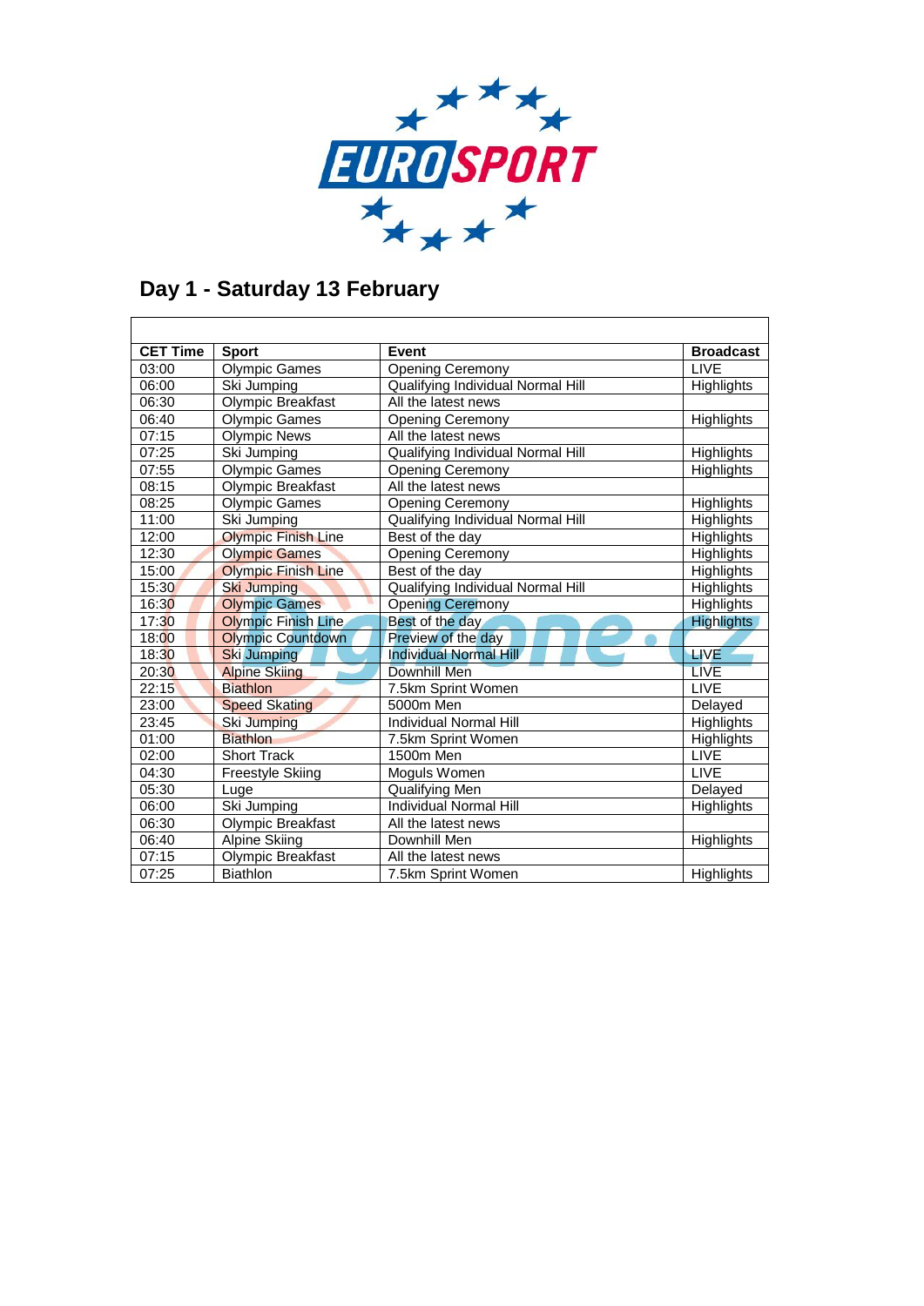## Day 1 - Saturday 13 February

| CET Time | Sport | Event | Broadcast |
|---|---|---|---|
| 03:00 | Olympic Games | Opening Ceremony | LIVE |
| 06:00 | Ski Jumping | Qualifying Individual Normal Hill | Highlights |
| 06:30 | Olympic Breakfast | All the latest news | |
| 06:40 | Olympic Games | Opening Ceremony | Highlights |
| 07:15 | Olympic News | All the latest news | |
| 07:25 | Ski Jumping | Qualifying Individual Normal Hill | Highlights |
| 07:55 | Olympic Games | Opening Ceremony | Highlights |
| 08:15 | Olympic Breakfast | All the latest news | |
| 08:25 | Olympic Games | Opening Ceremony | Highlights |
| 11:00 | Ski Jumping | Qualifying Individual Normal Hill | Highlights |
| 12:00 | Olympic Finish Line | Best of the day | Highlights |
| 12:30 | Olympic Games | Opening Ceremony | Highlights |
| 15:00 | Olympic Finish Line | Best of the day | Highlights |
| 15:30 | Ski Jumping | Qualifying Individual Normal Hill | Highlights |
| 16:30 | Olympic Games | Opening Ceremony | Highlights |
| 17:30 | Olympic Finish Line | Best of the day | Highlights |
| 18:00 | Olympic Countdown | Preview of the day | |
| 18:30 | Ski Jumping | Individual Normal Hill | LIVE |
| 20:30 | Alpine Skiing | Downhill Men | LIVE |
| 22:15 | Biathlon | 7.5km Sprint Women | LIVE |
| 23:00 | Speed Skating | 5000m Men | Delayed |
| 23:45 | Ski Jumping | Individual Normal Hill | Highlights |
| 01:00 | Biathlon | 7.5km Sprint Women | Highlights |
| 02:00 | Short Track | 1500m Men | LIVE |
| 04:30 | Freestyle Skiing | Moguls Women | LIVE |
| 05:30 | Luge | Qualifying Men | Delayed |
| 06:00 | Ski Jumping | Individual Normal Hill | Highlights |
| 06:30 | Olympic Breakfast | All the latest news | |
| 06:40 | Alpine Skiing | Downhill Men | Highlights |
| 07:15 | Olympic Breakfast | All the latest news | |
| 07:25 | Biathlon | 7.5km Sprint Women | Highlights |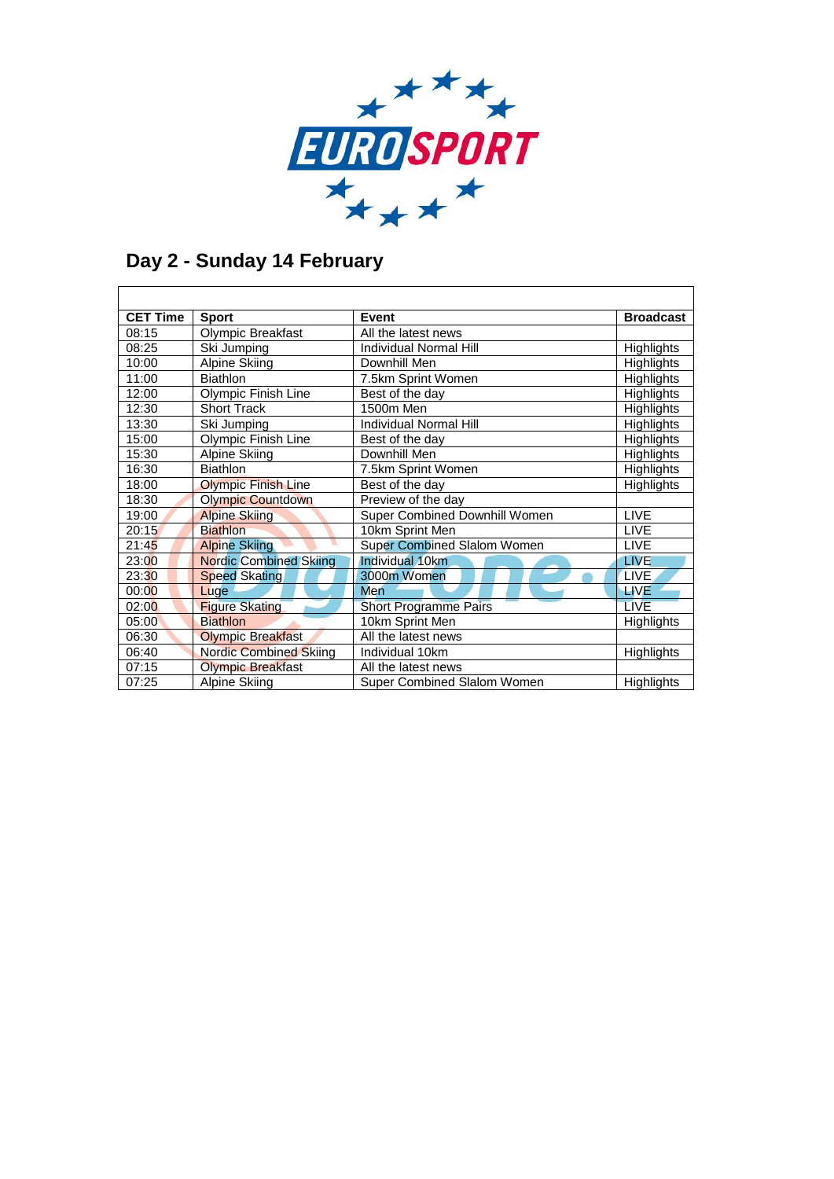## Day 2 - Sunday 14 February

| CET Time | Sport | Event | Broadcast |
|---|---|---|---|
| 08:15 | Olympic Breakfast | All the latest news | |
| 08:25 | Ski Jumping | Individual Normal Hill | Highlights |
| 10:00 | Alpine Skiing | Downhill Men | Highlights |
| 11:00 | Biathlon | 7.5km Sprint Women | Highlights |
| 12:00 | Olympic Finish Line | Best of the day | Highlights |
| 12:30 | Short Track | 1500m Men | Highlights |
| 13:30 | Ski Jumping | Individual Normal Hill | Highlights |
| 15:00 | Olympic Finish Line | Best of the day | Highlights |
| 15:30 | Alpine Skiing | Downhill Men | Highlights |
| 16:30 | Biathlon | 7.5km Sprint Women | Highlights |
| 18:00 | Olympic Finish Line | Best of the day | Highlights |
| 18:30 | Olympic Countdown | Preview of the day | |
| 19:00 | Alpine Skiing | Super Combined Downhill Women | LIVE |
| 20:15 | Biathlon | 10km Sprint Men | LIVE |
| 21:45 | Alpine Skiing | Super Combined Slalom Women | LIVE |
| 23:00 | Nordic Combined Skiing | Individual 10km | LIVE |
| 23:30 | Speed Skating | 3000m Women | LIVE |
| 00:00 | Luge | Men | LIVE |
| 02:00 | Figure Skating | Short Programme Pairs | LIVE |
| 05:00 | Biathlon | 10km Sprint Men | Highlights |
| 06:30 | Olympic Breakfast | All the latest news | |
| 06:40 | Nordic Combined Skiing | Individual 10km | Highlights |
| 07:15 | Olympic Breakfast | All the latest news | |
| 07:25 | Alpine Skiing | Super Combined Slalom Women | Highlights |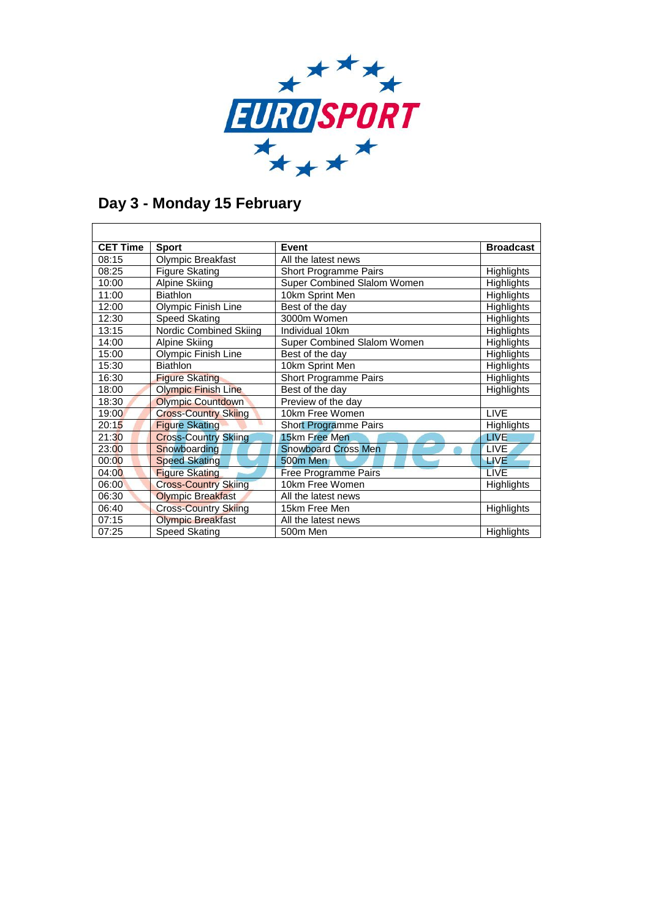## Day 3 - Monday 15 February

| CET Time | Sport | Event | Broadcast |
|---|---|---|---|
| 08:15 | Olympic Breakfast | All the latest news | |
| 08:25 | Figure Skating | Short Programme Pairs | Highlights |
| 10:00 | Alpine Skiing | Super Combined Slalom Women | Highlights |
| 11:00 | Biathlon | 10km Sprint Men | Highlights |
| 12:00 | Olympic Finish Line | Best of the day | Highlights |
| 12:30 | Speed Skating | 3000m Women | Highlights |
| 13:15 | Nordic Combined Skiing | Individual 10km | Highlights |
| 14:00 | Alpine Skiing | Super Combined Slalom Women | Highlights |
| 15:00 | Olympic Finish Line | Best of the day | Highlights |
| 15:30 | Biathlon | 10km Sprint Men | Highlights |
| 16:30 | Figure Skating | Short Programme Pairs | Highlights |
| 18:00 | Olympic Finish Line | Best of the day | Highlights |
| 18:30 | Olympic Countdown | Preview of the day | |
| 19:00 | Cross-Country Skiing | 10km Free Women | LIVE |
| 20:15 | Figure Skating | Short Programme Pairs | Highlights |
| 21:30 | Cross-Country Skiing | 15km Free Men | LIVE |
| 23:00 | Snowboarding | Snowboard Cross Men | LIVE |
| 00:00 | Speed Skating | 500m Men | LIVE |
| 04:00 | Figure Skating | Free Programme Pairs | LIVE |
| 06:00 | Cross-Country Skiing | 10km Free Women | Highlights |
| 06:30 | Olympic Breakfast | All the latest news | |
| 06:40 | Cross-Country Skiing | 15km Free Men | Highlights |
| 07:15 | Olympic Breakfast | All the latest news | |
| 07:25 | Speed Skating | 500m Men | Highlights |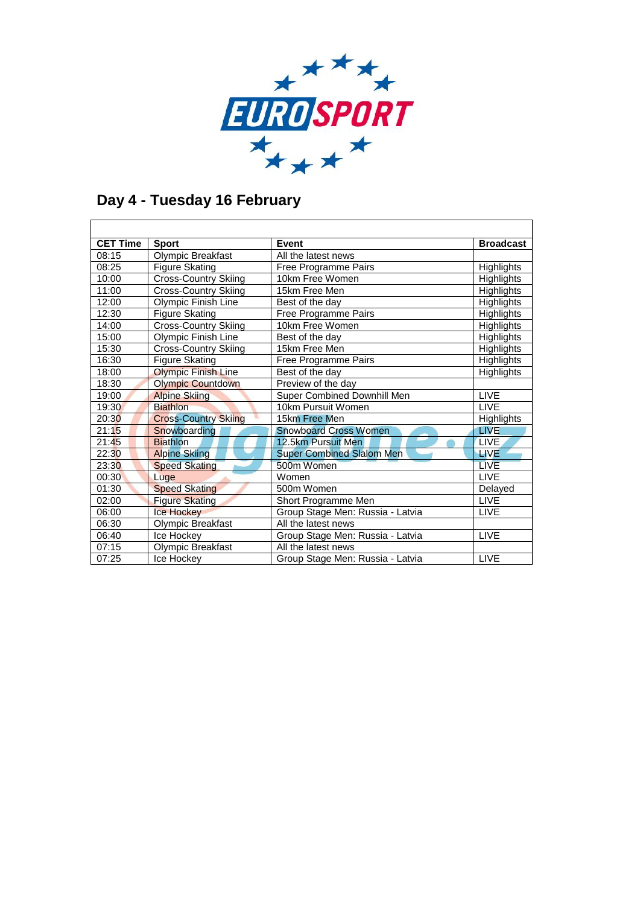## Day 4 - Tuesday 16 February

| CET Time | Sport | Event | Broadcast |
|---|---|---|---|
| 08:15 | Olympic Breakfast | All the latest news | |
| 08:25 | Figure Skating | Free Programme Pairs | Highlights |
| 10:00 | Cross-Country Skiing | 10km Free Women | Highlights |
| 11:00 | Cross-Country Skiing | 15km Free Men | Highlights |
| 12:00 | Olympic Finish Line | Best of the day | Highlights |
| 12:30 | Figure Skating | Free Programme Pairs | Highlights |
| 14:00 | Cross-Country Skiing | 10km Free Women | Highlights |
| 15:00 | Olympic Finish Line | Best of the day | Highlights |
| 15:30 | Cross-Country Skiing | 15km Free Men | Highlights |
| 16:30 | Figure Skating | Free Programme Pairs | Highlights |
| 18:00 | Olympic Finish Line | Best of the day | Highlights |
| 18:30 | Olympic Countdown | Preview of the day | |
| 19:00 | Alpine Skiing | Super Combined Downhill Men | LIVE |
| 19:30 | Biathlon | 10km Pursuit Women | LIVE |
| 20:30 | Cross-Country Skiing | 15km Free Men | Highlights |
| 21:15 | Snowboarding | Snowboard Cross Women | LIVE |
| 21:45 | Biathlon | 12.5km Pursuit Men | LIVE |
| 22:30 | Alpine Skiing | Super Combined Slalom Men | LIVE |
| 23:30 | Speed Skating | 500m Women | LIVE |
| 00:30 | Luge | Women | LIVE |
| 01:30 | Speed Skating | 500m Women | Delayed |
| 02:00 | Figure Skating | Short Programme Men | LIVE |
| 06:00 | Ice Hockey | Group Stage Men: Russia - Latvia | LIVE |
| 06:30 | Olympic Breakfast | All the latest news | |
| 06:40 | Ice Hockey | Group Stage Men: Russia - Latvia | LIVE |
| 07:15 | Olympic Breakfast | All the latest news | |
| 07:25 | Ice Hockey | Group Stage Men: Russia - Latvia | LIVE |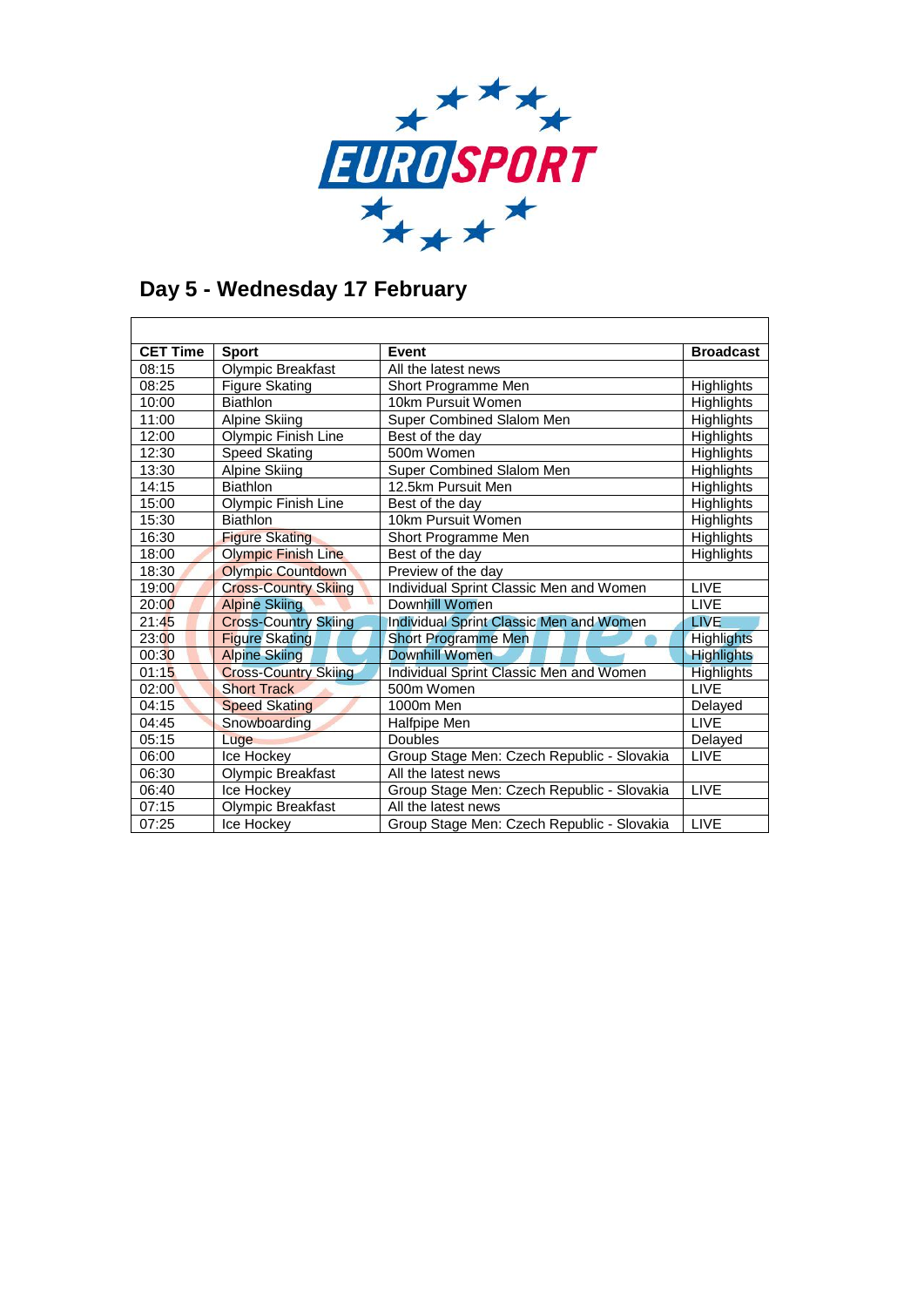## Day 5 - Wednesday 17 February

| CET Time | Sport | Event | Broadcast |
|---|---|---|---|
| 08:15 | Olympic Breakfast | All the latest news | |
| 08:25 | Figure Skating | Short Programme Men | Highlights |
| 10:00 | Biathlon | 10km Pursuit Women | Highlights |
| 11:00 | Alpine Skiing | Super Combined Slalom Men | Highlights |
| 12:00 | Olympic Finish Line | Best of the day | Highlights |
| 12:30 | Speed Skating | 500m Women | Highlights |
| 13:30 | Alpine Skiing | Super Combined Slalom Men | Highlights |
| 14:15 | Biathlon | 12.5km Pursuit Men | Highlights |
| 15:00 | Olympic Finish Line | Best of the day | Highlights |
| 15:30 | Biathlon | 10km Pursuit Women | Highlights |
| 16:30 | Figure Skating | Short Programme Men | Highlights |
| 18:00 | Olympic Finish Line | Best of the day | Highlights |
| 18:30 | Olympic Countdown | Preview of the day | |
| 19:00 | Cross-Country Skiing | Individual Sprint Classic Men and Women | LIVE |
| 20:00 | Alpine Skiing | Downhill Women | LIVE |
| 21:45 | Cross-Country Skiing | Individual Sprint Classic Men and Women | LIVE |
| 23:00 | Figure Skating | Short Programme Men | Highlights |
| 00:30 | Alpine Skiing | Downhill Women | Highlights |
| 01:15 | Cross-Country Skiing | Individual Sprint Classic Men and Women | Highlights |
| 02:00 | Short Track | 500m Women | LIVE |
| 04:15 | Speed Skating | 1000m Men | Delayed |
| 04:45 | Snowboarding | Halfpipe Men | LIVE |
| 05:15 | Luge | Doubles | Delayed |
| 06:00 | Ice Hockey | Group Stage Men: Czech Republic - Slovakia | LIVE |
| 06:30 | Olympic Breakfast | All the latest news | |
| 06:40 | Ice Hockey | Group Stage Men: Czech Republic - Slovakia | LIVE |
| 07:15 | Olympic Breakfast | All the latest news | |
| 07:25 | Ice Hockey | Group Stage Men: Czech Republic - Slovakia | LIVE |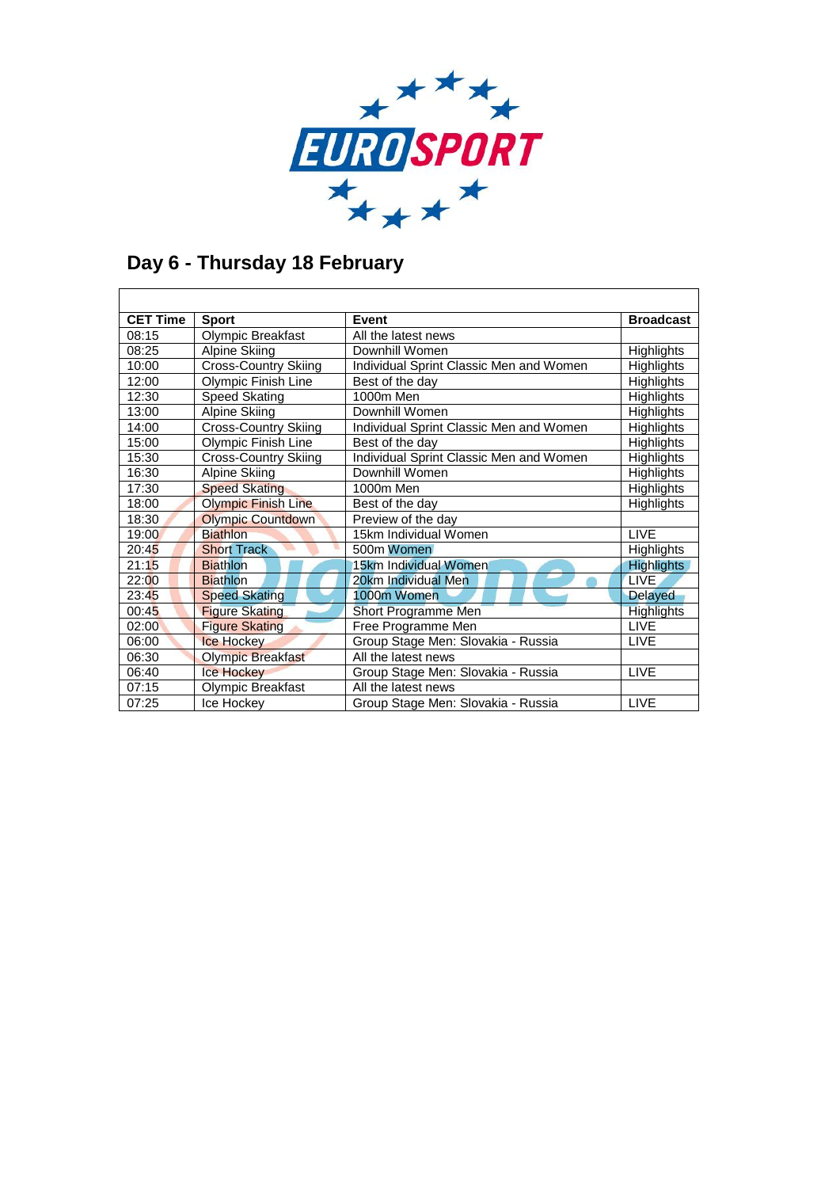## Day 6 - Thursday 18 February

| CET Time | Sport | Event | Broadcast |
|---|---|---|---|
| 08:15 | Olympic Breakfast | All the latest news | |
| 08:25 | Alpine Skiing | Downhill Women | Highlights |
| 10:00 | Cross-Country Skiing | Individual Sprint Classic Men and Women | Highlights |
| 12:00 | Olympic Finish Line | Best of the day | Highlights |
| 12:30 | Speed Skating | 1000m Men | Highlights |
| 13:00 | Alpine Skiing | Downhill Women | Highlights |
| 14:00 | Cross-Country Skiing | Individual Sprint Classic Men and Women | Highlights |
| 15:00 | Olympic Finish Line | Best of the day | Highlights |
| 15:30 | Cross-Country Skiing | Individual Sprint Classic Men and Women | Highlights |
| 16:30 | Alpine Skiing | Downhill Women | Highlights |
| 17:30 | Speed Skating | 1000m Men | Highlights |
| 18:00 | Olympic Finish Line | Best of the day | Highlights |
| 18:30 | Olympic Countdown | Preview of the day | |
| 19:00 | Biathlon | 15km Individual Women | LIVE |
| 20:45 | Short Track | 500m Women | Highlights |
| 21:15 | Biathlon | 15km Individual Women | Highlights |
| 22:00 | Biathlon | 20km Individual Men | LIVE |
| 23:45 | Speed Skating | 1000m Women | Delayed |
| 00:45 | Figure Skating | Short Programme Men | Highlights |
| 02:00 | Figure Skating | Free Programme Men | LIVE |
| 06:00 | Ice Hockey | Group Stage Men: Slovakia - Russia | LIVE |
| 06:30 | Olympic Breakfast | All the latest news | |
| 06:40 | Ice Hockey | Group Stage Men: Slovakia - Russia | LIVE |
| 07:15 | Olympic Breakfast | All the latest news | |
| 07:25 | Ice Hockey | Group Stage Men: Slovakia - Russia | LIVE |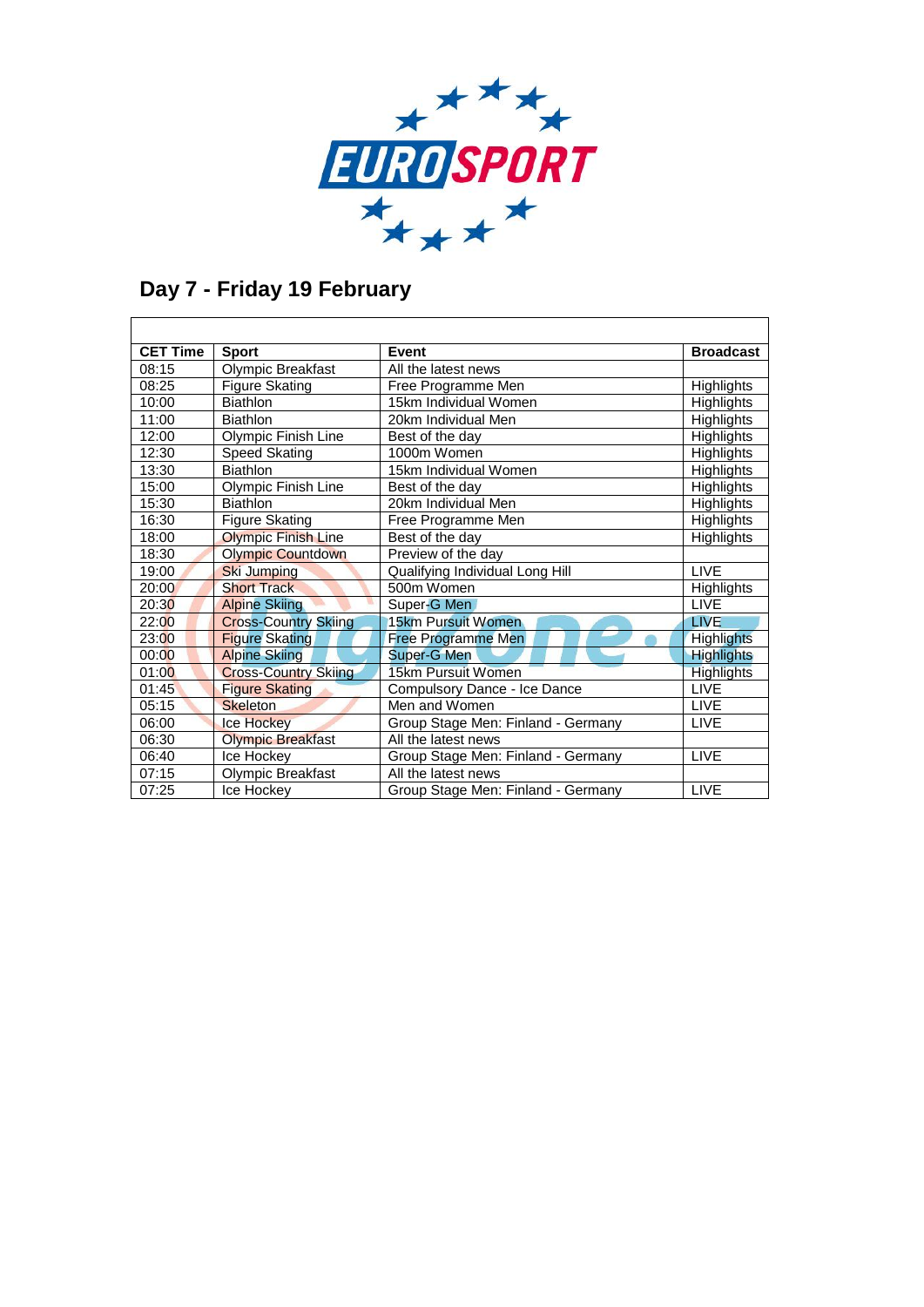## Day 7 - Friday 19 February

| CET Time | Sport | Event | Broadcast |
|---|---|---|---|
| 08:15 | Olympic Breakfast | All the latest news | |
| 08:25 | Figure Skating | Free Programme Men | Highlights |
| 10:00 | Biathlon | 15km Individual Women | Highlights |
| 11:00 | Biathlon | 20km Individual Men | Highlights |
| 12:00 | Olympic Finish Line | Best of the day | Highlights |
| 12:30 | Speed Skating | 1000m Women | Highlights |
| 13:30 | Biathlon | 15km Individual Women | Highlights |
| 15:00 | Olympic Finish Line | Best of the day | Highlights |
| 15:30 | Biathlon | 20km Individual Men | Highlights |
| 16:30 | Figure Skating | Free Programme Men | Highlights |
| 18:00 | Olympic Finish Line | Best of the day | Highlights |
| 18:30 | Olympic Countdown | Preview of the day | |
| 19:00 | Ski Jumping | Qualifying Individual Long Hill | LIVE |
| 20:00 | Short Track | 500m Women | Highlights |
| 20:30 | Alpine Skiing | Super-G Men | LIVE |
| 22:00 | Cross-Country Skiing | 15km Pursuit Women | LIVE |
| 23:00 | Figure Skating | Free Programme Men | Highlights |
| 00:00 | Alpine Skiing | Super-G Men | Highlights |
| 01:00 | Cross-Country Skiing | 15km Pursuit Women | Highlights |
| 01:45 | Figure Skating | Compulsory Dance - Ice Dance | LIVE |
| 05:15 | Skeleton | Men and Women | LIVE |
| 06:00 | Ice Hockey | Group Stage Men: Finland - Germany | LIVE |
| 06:30 | Olympic Breakfast | All the latest news | |
| 06:40 | Ice Hockey | Group Stage Men: Finland - Germany | LIVE |
| 07:15 | Olympic Breakfast | All the latest news | |
| 07:25 | Ice Hockey | Group Stage Men: Finland - Germany | LIVE |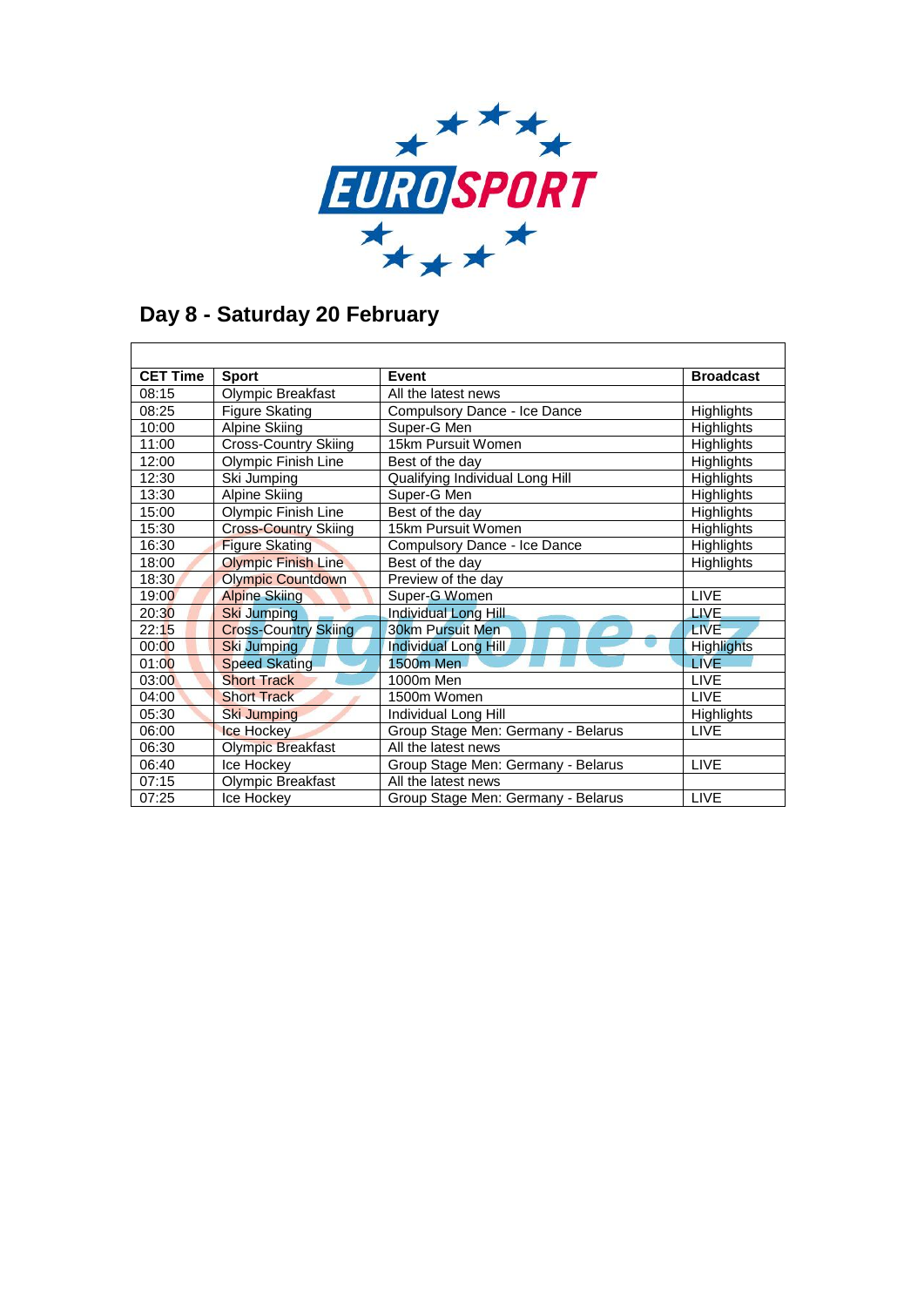# Day 8 - Saturday 20 February

| CET Time | Sport | Event | Broadcast |
|---|---|---|---|
| 08:15 | Olympic Breakfast | All the latest news | |
| 08:25 | Figure Skating | Compulsory Dance - Ice Dance | Highlights |
| 10:00 | Alpine Skiing | Super-G Men | Highlights |
| 11:00 | Cross-Country Skiing | 15km Pursuit Women | Highlights |
| 12:00 | Olympic Finish Line | Best of the day | Highlights |
| 12:30 | Ski Jumping | Qualifying Individual Long Hill | Highlights |
| 13:30 | Alpine Skiing | Super-G Men | Highlights |
| 15:00 | Olympic Finish Line | Best of the day | Highlights |
| 15:30 | Cross-Country Skiing | 15km Pursuit Women | Highlights |
| 16:30 | Figure Skating | Compulsory Dance - Ice Dance | Highlights |
| 18:00 | Olympic Finish Line | Best of the day | Highlights |
| 18:30 | Olympic Countdown | Preview of the day | |
| 19:00 | Alpine Skiing | Super-G Women | LIVE |
| 20:30 | Ski Jumping | Individual Long Hill | LIVE |
| 22:15 | Cross-Country Skiing | 30km Pursuit Men | LIVE |
| 00:00 | Ski Jumping | Individual Long Hill | Highlights |
| 01:00 | Speed Skating | 1500m Men | LIVE |
| 03:00 | Short Track | 1000m Men | LIVE |
| 04:00 | Short Track | 1500m Women | LIVE |
| 05:30 | Ski Jumping | Individual Long Hill | Highlights |
| 06:00 | Ice Hockey | Group Stage Men: Germany - Belarus | LIVE |
| 06:30 | Olympic Breakfast | All the latest news | |
| 06:40 | Ice Hockey | Group Stage Men: Germany - Belarus | LIVE |
| 07:15 | Olympic Breakfast | All the latest news | |
| 07:25 | Ice Hockey | Group Stage Men: Germany - Belarus | LIVE |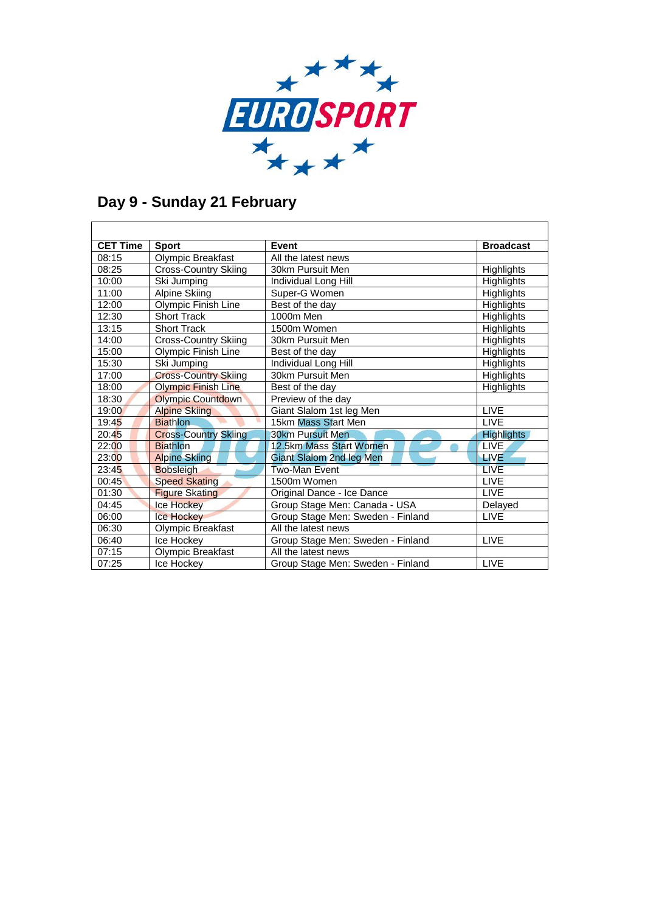EUROSPORT

## Day 9 - Sunday 21 February

| CET Time | Sport | Event | Broadcast |
|---|---|---|---|
| 08:15 | Olympic Breakfast | All the latest news | |
| 08:25 | Cross-Country Skiing | 30km Pursuit Men | Highlights |
| 10:00 | Ski Jumping | Individual Long Hill | Highlights |
| 11:00 | Alpine Skiing | Super-G Women | Highlights |
| 12:00 | Olympic Finish Line | Best of the day | Highlights |
| 12:30 | Short Track | 1000m Men | Highlights |
| 13:15 | Short Track | 1500m Women | Highlights |
| 14:00 | Cross-Country Skiing | 30km Pursuit Men | Highlights |
| 15:00 | Olympic Finish Line | Best of the day | Highlights |
| 15:30 | Ski Jumping | Individual Long Hill | Highlights |
| 17:00 | Cross-Country Skiing | 30km Pursuit Men | Highlights |
| 18:00 | Olympic Finish Line | Best of the day | Highlights |
| 18:30 | Olympic Countdown | Preview of the day | |
| 19:00 | Alpine Skiing | Giant Slalom 1st leg Men | LIVE |
| 19:45 | Biathlon | 15km Mass Start Men | LIVE |
| 20:45 | Cross-Country Skiing | 30km Pursuit Men | Highlights |
| 22:00 | Biathlon | 12.5km Mass Start Women | LIVE |
| 23:00 | Alpine Skiing | Giant Slalom 2nd leg Men | LIVE |
| 23:45 | Bobsleigh | Two-Man Event | LIVE |
| 00:45 | Speed Skating | 1500m Women | LIVE |
| 01:30 | Figure Skating | Original Dance - Ice Dance | LIVE |
| 04:45 | Ice Hockey | Group Stage Men: Canada - USA | Delayed |
| 06:00 | Ice Hockey | Group Stage Men: Sweden - Finland | LIVE |
| 06:30 | Olympic Breakfast | All the latest news | |
| 06:40 | Ice Hockey | Group Stage Men: Sweden - Finland | LIVE |
| 07:15 | Olympic Breakfast | All the latest news | |
| 07:25 | Ice Hockey | Group Stage Men: Sweden - Finland | LIVE |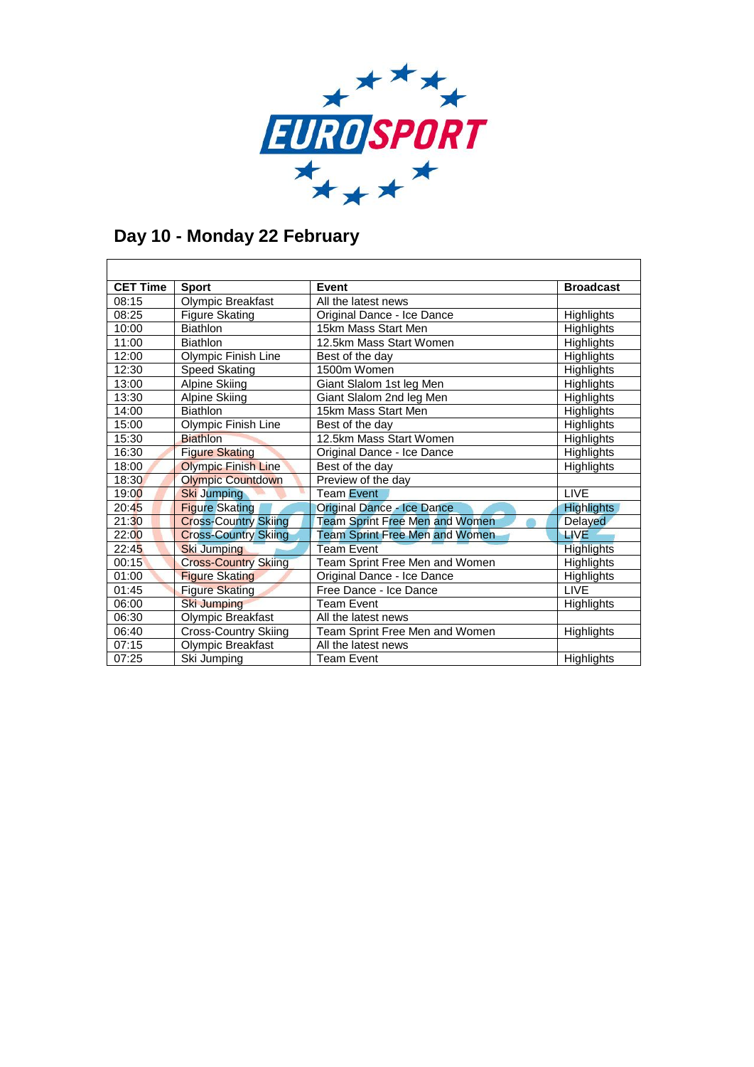EUROSPORT

## Day 10 - Monday 22 February

| CET Time | Sport | Event | Broadcast |
|---|---|---|---|
| 08:15 | Olympic Breakfast | All the latest news | |
| 08:25 | Figure Skating | Original Dance - Ice Dance | Highlights |
| 10:00 | Biathlon | 15km Mass Start Men | Highlights |
| 11:00 | Biathlon | 12.5km Mass Start Women | Highlights |
| 12:00 | Olympic Finish Line | Best of the day | Highlights |
| 12:30 | Speed Skating | 1500m Women | Highlights |
| 13:00 | Alpine Skiing | Giant Slalom 1st leg Men | Highlights |
| 13:30 | Alpine Skiing | Giant Slalom 2nd leg Men | Highlights |
| 14:00 | Biathlon | 15km Mass Start Men | Highlights |
| 15:00 | Olympic Finish Line | Best of the day | Highlights |
| 15:30 | Biathlon | 12.5km Mass Start Women | Highlights |
| 16:30 | Figure Skating | Original Dance - Ice Dance | Highlights |
| 18:00 | Olympic Finish Line | Best of the day | Highlights |
| 18:30 | Olympic Countdown | Preview of the day | |
| 19:00 | Ski Jumping | Team Event | LIVE |
| 20:45 | Figure Skating | Original Dance - Ice Dance | Highlights |
| 21:30 | Cross-Country Skiing | Team Sprint Free Men and Women | Delayed |
| 22:00 | Cross-Country Skiing | Team Sprint Free Men and Women | LIVE |
| 22:45 | Ski Jumping | Team Event | Highlights |
| 00:15 | Cross-Country Skiing | Team Sprint Free Men and Women | Highlights |
| 01:00 | Figure Skating | Original Dance - Ice Dance | Highlights |
| 01:45 | Figure Skating | Free Dance - Ice Dance | LIVE |
| 06:00 | Ski Jumping | Team Event | Highlights |
| 06:30 | Olympic Breakfast | All the latest news | |
| 06:40 | Cross-Country Skiing | Team Sprint Free Men and Women | Highlights |
| 07:15 | Olympic Breakfast | All the latest news | |
| 07:25 | Ski Jumping | Team Event | Highlights |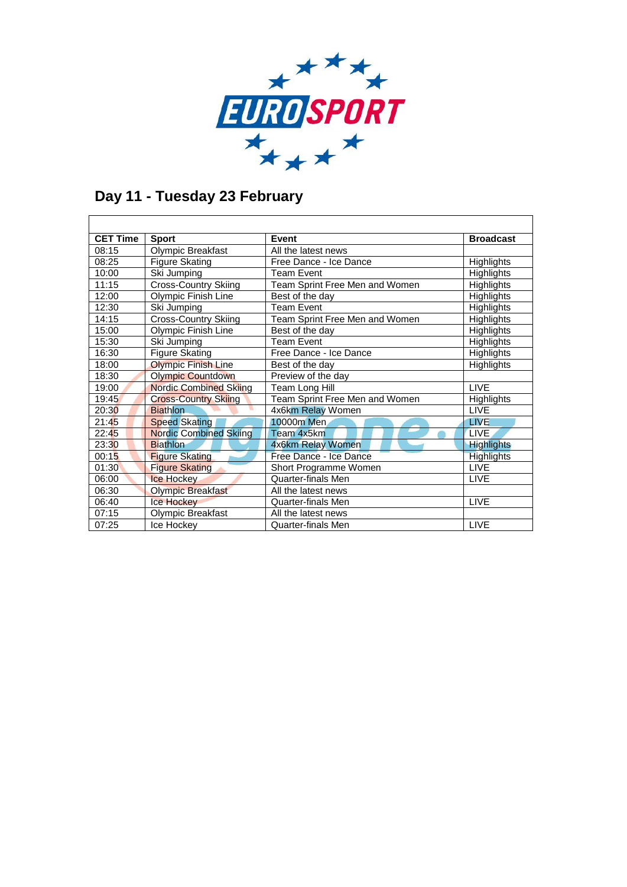## Day 11 - Tuesday 23 February

| CET Time | Sport | Event | Broadcast |
|---|---|---|---|
| 08:15 | Olympic Breakfast | All the latest news | |
| 08:25 | Figure Skating | Free Dance - Ice Dance | Highlights |
| 10:00 | Ski Jumping | Team Event | Highlights |
| 11:15 | Cross-Country Skiing | Team Sprint Free Men and Women | Highlights |
| 12:00 | Olympic Finish Line | Best of the day | Highlights |
| 12:30 | Ski Jumping | Team Event | Highlights |
| 14:15 | Cross-Country Skiing | Team Sprint Free Men and Women | Highlights |
| 15:00 | Olympic Finish Line | Best of the day | Highlights |
| 15:30 | Ski Jumping | Team Event | Highlights |
| 16:30 | Figure Skating | Free Dance - Ice Dance | Highlights |
| 18:00 | Olympic Finish Line | Best of the day | Highlights |
| 18:30 | Olympic Countdown | Preview of the day | |
| 19:00 | Nordic Combined Skiing | Team Long Hill | LIVE |
| 19:45 | Cross-Country Skiing | Team Sprint Free Men and Women | Highlights |
| 20:30 | Biathlon | 4x6km Relay Women | LIVE |
| 21:45 | Speed Skating | 10000m Men | LIVE |
| 22:45 | Nordic Combined Skiing | Team 4x5km | LIVE |
| 23:30 | Biathlon | 4x6km Relay Women | Highlights |
| 00:15 | Figure Skating | Free Dance - Ice Dance | Highlights |
| 01:30 | Figure Skating | Short Programme Women | LIVE |
| 06:00 | Ice Hockey | Quarter-finals Men | LIVE |
| 06:30 | Olympic Breakfast | All the latest news | |
| 06:40 | Ice Hockey | Quarter-finals Men | LIVE |
| 07:15 | Olympic Breakfast | All the latest news | |
| 07:25 | Ice Hockey | Quarter-finals Men | LIVE |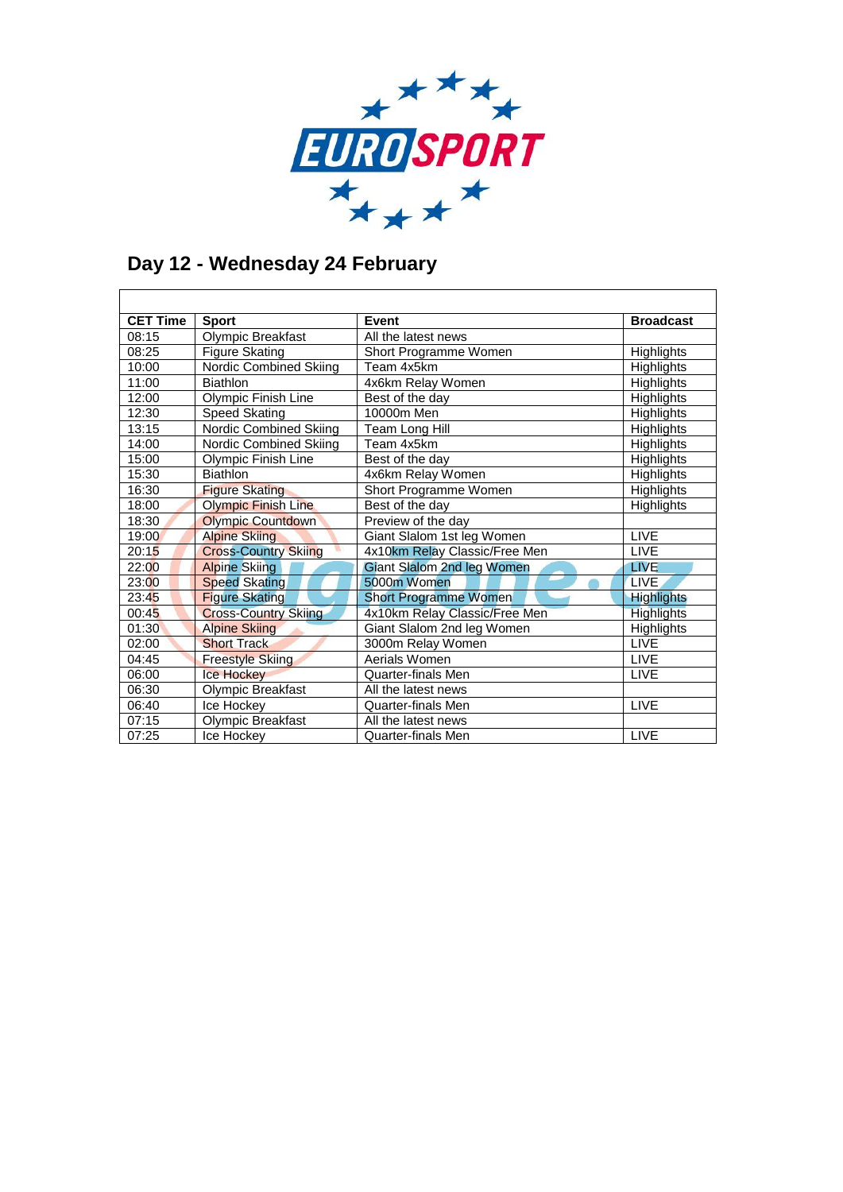# Day 12 - Wednesday 24 February

| CET Time | Sport | Event | Broadcast |
|---|---|---|---|
| 08:15 | Olympic Breakfast | All the latest news | |
| 08:25 | Figure Skating | Short Programme Women | Highlights |
| 10:00 | Nordic Combined Skiing | Team 4x5km | Highlights |
| 11:00 | Biathlon | 4x6km Relay Women | Highlights |
| 12:00 | Olympic Finish Line | Best of the day | Highlights |
| 12:30 | Speed Skating | 10000m Men | Highlights |
| 13:15 | Nordic Combined Skiing | Team Long Hill | Highlights |
| 14:00 | Nordic Combined Skiing | Team 4x5km | Highlights |
| 15:00 | Olympic Finish Line | Best of the day | Highlights |
| 15:30 | Biathlon | 4x6km Relay Women | Highlights |
| 16:30 | Figure Skating | Short Programme Women | Highlights |
| 18:00 | Olympic Finish Line | Best of the day | Highlights |
| 18:30 | Olympic Countdown | Preview of the day | |
| 19:00 | Alpine Skiing | Giant Slalom 1st leg Women | LIVE |
| 20:15 | Cross-Country Skiing | 4x10km Relay Classic/Free Men | LIVE |
| 22:00 | Alpine Skiing | Giant Slalom 2nd leg Women | LIVE |
| 23:00 | Speed Skating | 5000m Women | LIVE |
| 23:45 | Figure Skating | Short Programme Women | Highlights |
| 00:45 | Cross-Country Skiing | 4x10km Relay Classic/Free Men | Highlights |
| 01:30 | Alpine Skiing | Giant Slalom 2nd leg Women | Highlights |
| 02:00 | Short Track | 3000m Relay Women | LIVE |
| 04:45 | Freestyle Skiing | Aerials Women | LIVE |
| 06:00 | Ice Hockey | Quarter-finals Men | LIVE |
| 06:30 | Olympic Breakfast | All the latest news | |
| 06:40 | Ice Hockey | Quarter-finals Men | LIVE |
| 07:15 | Olympic Breakfast | All the latest news | |
| 07:25 | Ice Hockey | Quarter-finals Men | LIVE |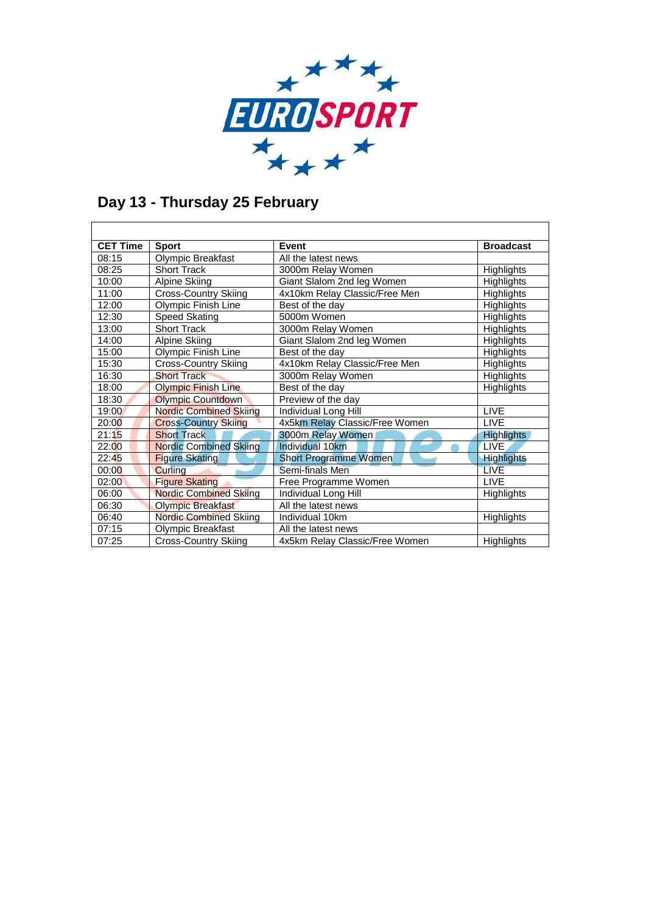## Day 13 - Thursday 25 February

| CET Time | Sport | Event | Broadcast |
|---|---|---|---|
| 08:15 | Olympic Breakfast | All the latest news | |
| 08:25 | Short Track | 3000m Relay Women | Highlights |
| 10:00 | Alpine Skiing | Giant Slalom 2nd leg Women | Highlights |
| 11:00 | Cross-Country Skiing | 4x10km Relay Classic/Free Men | Highlights |
| 12:00 | Olympic Finish Line | Best of the day | Highlights |
| 12:30 | Speed Skating | 5000m Women | Highlights |
| 13:00 | Short Track | 3000m Relay Women | Highlights |
| 14:00 | Alpine Skiing | Giant Slalom 2nd leg Women | Highlights |
| 15:00 | Olympic Finish Line | Best of the day | Highlights |
| 15:30 | Cross-Country Skiing | 4x10km Relay Classic/Free Men | Highlights |
| 16:30 | Short Track | 3000m Relay Women | Highlights |
| 18:00 | Olympic Finish Line | Best of the day | Highlights |
| 18:30 | Olympic Countdown | Preview of the day | |
| 19:00 | Nordic Combined Skiing | Individual Long Hill | LIVE |
| 20:00 | Cross-Country Skiing | 4x5km Relay Classic/Free Women | LIVE |
| 21:15 | Short Track | 3000m Relay Women | Highlights |
| 22:00 | Nordic Combined Skiing | Individual 10km | LIVE |
| 22:45 | Figure Skating | Short Programme Women | Highlights |
| 00:00 | Curling | Semi-finals Men | LIVE |
| 02:00 | Figure Skating | Free Programme Women | LIVE |
| 06:00 | Nordic Combined Skiing | Individual Long Hill | Highlights |
| 06:30 | Olympic Breakfast | All the latest news | |
| 06:40 | Nordic Combined Skiing | Individual 10km | Highlights |
| 07:15 | Olympic Breakfast | All the latest news | |
| 07:25 | Cross-Country Skiing | 4x5km Relay Classic/Free Women | Highlights |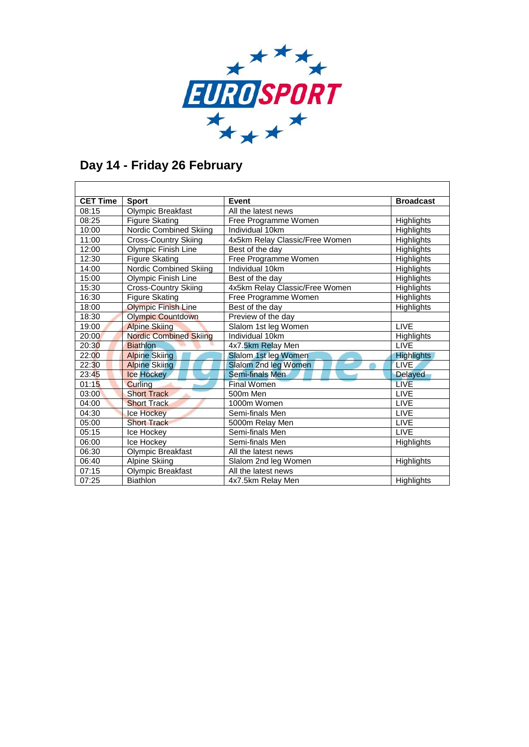# Day 14 - Friday 26 February

| CET Time | Sport | Event | Broadcast |
|---|---|---|---|
| 08:15 | Olympic Breakfast | All the latest news | |
| 08:25 | Figure Skating | Free Programme Women | Highlights |
| 10:00 | Nordic Combined Skiing | Individual 10km | Highlights |
| 11:00 | Cross-Country Skiing | 4x5km Relay Classic/Free Women | Highlights |
| 12:00 | Olympic Finish Line | Best of the day | Highlights |
| 12:30 | Figure Skating | Free Programme Women | Highlights |
| 14:00 | Nordic Combined Skiing | Individual 10km | Highlights |
| 15:00 | Olympic Finish Line | Best of the day | Highlights |
| 15:30 | Cross-Country Skiing | 4x5km Relay Classic/Free Women | Highlights |
| 16:30 | Figure Skating | Free Programme Women | Highlights |
| 18:00 | Olympic Finish Line | Best of the day | Highlights |
| 18:30 | Olympic Countdown | Preview of the day | |
| 19:00 | Alpine Skiing | Slalom 1st leg Women | LIVE |
| 20:00 | Nordic Combined Skiing | Individual 10km | Highlights |
| 20:30 | Biathlon | 4x7.5km Relay Men | LIVE |
| 22:00 | Alpine Skiing | Slalom 1st leg Women | Highlights |
| 22:30 | Alpine Skiing | Slalom 2nd leg Women | LIVE |
| 23:45 | Ice Hockey | Semi-finals Men | Delayed |
| 01:15 | Curling | Final Women | LIVE |
| 03:00 | Short Track | 500m Men | LIVE |
| 04:00 | Short Track | 1000m Women | LIVE |
| 04:30 | Ice Hockey | Semi-finals Men | LIVE |
| 05:00 | Short Track | 5000m Relay Men | LIVE |
| 05:15 | Ice Hockey | Semi-finals Men | LIVE |
| 06:00 | Ice Hockey | Semi-finals Men | Highlights |
| 06:30 | Olympic Breakfast | All the latest news | |
| 06:40 | Alpine Skiing | Slalom 2nd leg Women | Highlights |
| 07:15 | Olympic Breakfast | All the latest news | |
| 07:25 | Biathlon | 4x7.5km Relay Men | Highlights |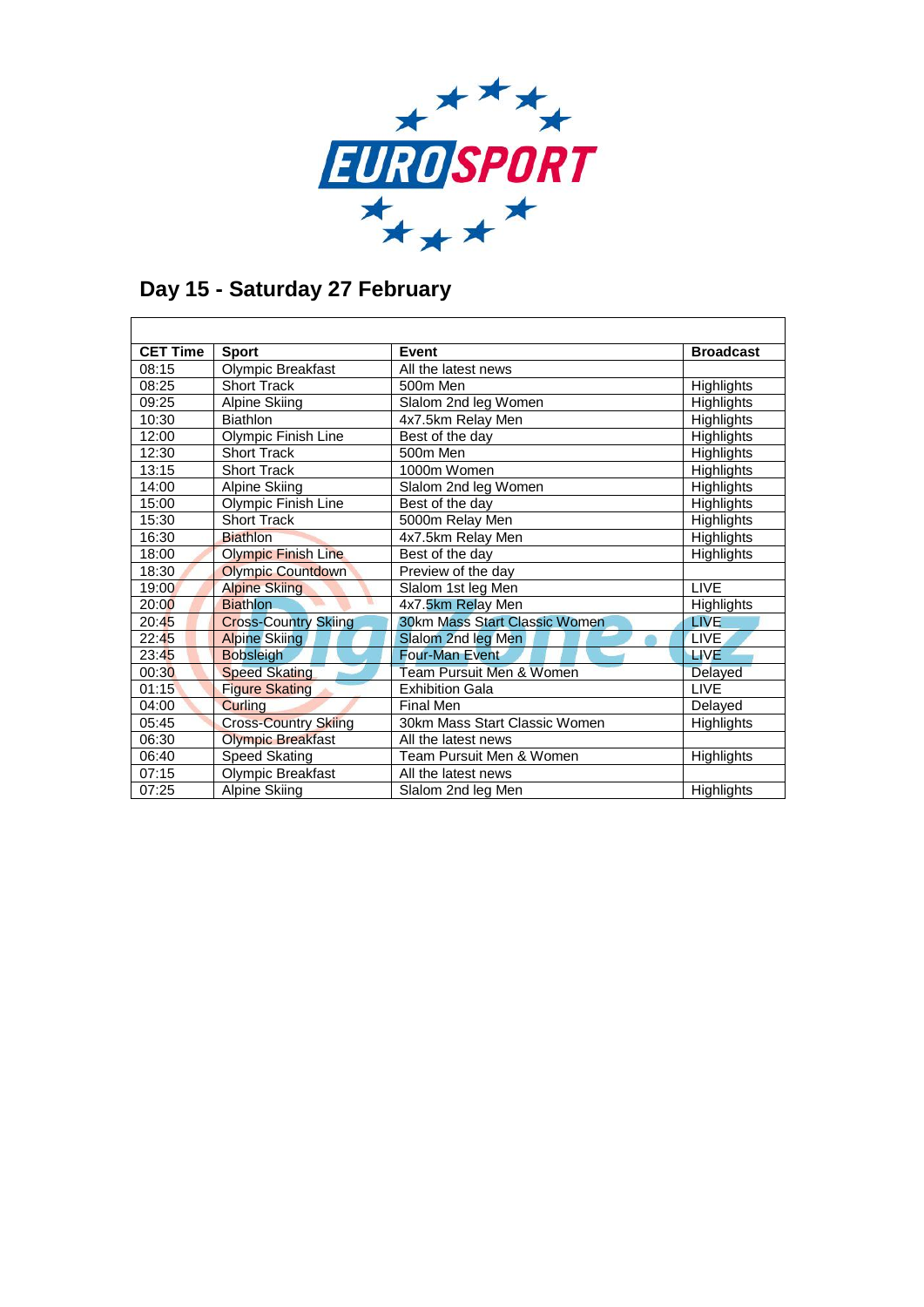## Day 15 - Saturday 27 February

| CET Time | Sport | Event | Broadcast |
|---|---|---|---|
| 08:15 | Olympic Breakfast | All the latest news | |
| 08:25 | Short Track | 500m Men | Highlights |
| 09:25 | Alpine Skiing | Slalom 2nd leg Women | Highlights |
| 10:30 | Biathlon | 4x7.5km Relay Men | Highlights |
| 12:00 | Olympic Finish Line | Best of the day | Highlights |
| 12:30 | Short Track | 500m Men | Highlights |
| 13:15 | Short Track | 1000m Women | Highlights |
| 14:00 | Alpine Skiing | Slalom 2nd leg Women | Highlights |
| 15:00 | Olympic Finish Line | Best of the day | Highlights |
| 15:30 | Short Track | 5000m Relay Men | Highlights |
| 16:30 | Biathlon | 4x7.5km Relay Men | Highlights |
| 18:00 | Olympic Finish Line | Best of the day | Highlights |
| 18:30 | Olympic Countdown | Preview of the day | |
| 19:00 | Alpine Skiing | Slalom 1st leg Men | LIVE |
| 20:00 | Biathlon | 4x7.5km Relay Men | Highlights |
| 20:45 | Cross-Country Skiing | 30km Mass Start Classic Women | LIVE |
| 22:45 | Alpine Skiing | Slalom 2nd leg Men | LIVE |
| 23:45 | Bobsleigh | Four-Man Event | LIVE |
| 00:30 | Speed Skating | Team Pursuit Men & Women | Delayed |
| 01:15 | Figure Skating | Exhibition Gala | LIVE |
| 04:00 | Curling | Final Men | Delayed |
| 05:45 | Cross-Country Skiing | 30km Mass Start Classic Women | Highlights |
| 06:30 | Olympic Breakfast | All the latest news | |
| 06:40 | Speed Skating | Team Pursuit Men & Women | Highlights |
| 07:15 | Olympic Breakfast | All the latest news | |
| 07:25 | Alpine Skiing | Slalom 2nd leg Men | Highlights |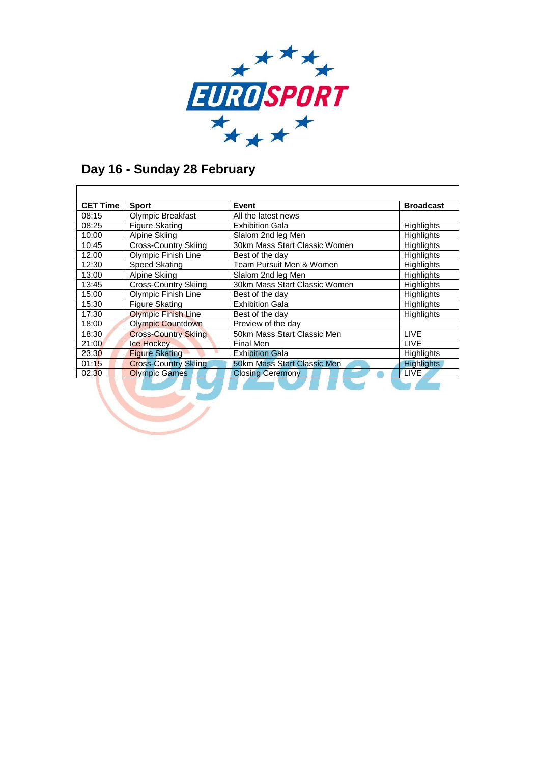# Day 16 - Sunday 28 February

| CET Time | Sport | Event | Broadcast |
|---|---|---|---|
| 08:15 | Olympic Breakfast | All the latest news | |
| 08:25 | Figure Skating | Exhibition Gala | Highlights |
| 10:00 | Alpine Skiing | Slalom 2nd leg Men | Highlights |
| 10:45 | Cross-Country Skiing | 30km Mass Start Classic Women | Highlights |
| 12:00 | Olympic Finish Line | Best of the day | Highlights |
| 12:30 | Speed Skating | Team Pursuit Men & Women | Highlights |
| 13:00 | Alpine Skiing | Slalom 2nd leg Men | Highlights |
| 13:45 | Cross-Country Skiing | 30km Mass Start Classic Women | Highlights |
| 15:00 | Olympic Finish Line | Best of the day | Highlights |
| 15:30 | Figure Skating | Exhibition Gala | Highlights |
| 17:30 | Olympic Finish Line | Best of the day | Highlights |
| 18:00 | Olympic Countdown | Preview of the day | |
| 18:30 | Cross-Country Skiing | 50km Mass Start Classic Men | LIVE |
| 21:00 | Ice Hockey | Final Men | LIVE |
| 23:30 | Figure Skating | Exhibition Gala | Highlights |
| 01:15 | Cross-Country Skiing | 50km Mass Start Classic Men | Highlights |
| 02:30 | Olympic Games | Closing Ceremony | LIVE |